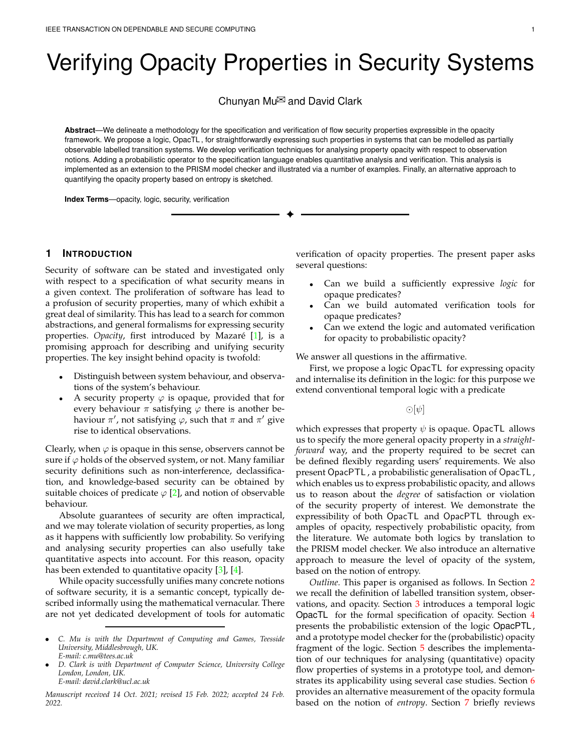# Verifying Opacity Properties in Security Systems

Chunyan Mu✉ and David Clark

**Abstract**—We delineate a methodology for the specification and verification of flow security properties expressible in the opacity framework. We propose a logic, OpacTL, for straightforwardly expressing such properties in systems that can be modelled as partially observable labelled transition systems. We develop verification techniques for analysing property opacity with respect to observation notions. Adding a probabilistic operator to the specification language enables quantitative analysis and verification. This analysis is implemented as an extension to the PRISM model checker and illustrated via a number of examples. Finally, an alternative approach to quantifying the opacity property based on entropy is sketched.

**Index Terms**—opacity, logic, security, verification

## 1 Introduction

Security of software can be stated and investigated only with respect to a specification of what security means in a given context. The proliferation of software has lead to a profusion of security properties, many of which exhibit a great deal of similarity. This has lead to a search for common abstractions, and general formalisms for expressing security properties. *Opacity*, first introduced by Mazaré [1], is a promising approach for describing and unifying security properties. The key insight behind opacity is twofold:

- Distinguish between system behaviour, and observations of the system's behaviour.
- A security property $\varphi$ is opaque, provided that for every behaviour $\pi$ satisfying $\varphi$ there is another behaviour $\pi'$, not satisfying $\varphi$, such that $\pi$ and $\pi'$ give rise to identical observations.

Clearly, when $\varphi$ is opaque in this sense, observers cannot be sure if $\varphi$ holds of the observed system, or not. Many familiar security definitions such as non-interference, declassification, and knowledge-based security can be obtained by suitable choices of predicate $\varphi$ [2], and notion of observable behaviour.

Absolute guarantees of security are often impractical, and we may tolerate violation of security properties, as long as it happens with sufficiently low probability. So verifying and analysing security properties can also usefully take quantitative aspects into account. For this reason, opacity has been extended to quantitative opacity [3], [4].

While opacity successfully unifies many concrete notions of software security, it is a semantic concept, typically described informally using the mathematical vernacular. There are not yet dedicated development of tools for automatic verification of opacity properties. The present paper asks several questions:

- Can we build a sufficiently expressive *logic* for opaque predicates?
- Can we build automated verification tools for opaque predicates?
- Can we extend the logic and automated verification for opacity to probabilistic opacity?

We answer all questions in the affirmative.

First, we propose a logic OpacTL for expressing opacity and internalise its definition in the logic: for this purpose we extend conventional temporal logic with a predicate

$$\odot[\psi]$$

which expresses that property $\psi$ is opaque. OpacTL allows us to specify the more general opacity property in a *straightforward* way, and the property required to be secret can be defined flexibly regarding users' requirements. We also present OpacPTL, a probabilistic generalisation of OpacTL, which enables us to express probabilistic opacity, and allows us to reason about the *degree* of satisfaction or violation of the security property of interest. We demonstrate the expressibility of both OpacTL and OpacPTL through examples of opacity, respectively probabilistic opacity, from the literature. We automate both logics by translation to the PRISM model checker. We also introduce an alternative approach to measure the level of opacity of the system, based on the notion of entropy.

*Outline.* This paper is organised as follows. In Section 2 we recall the definition of labelled transition system, observations, and opacity. Section 3 introduces a temporal logic OpacTL for the formal specification of opacity. Section 4 presents the probabilistic extension of the logic OpacPTL, and a prototype model checker for the (probabilistic) opacity fragment of the logic. Section 5 describes the implementation of our techniques for analysing (quantitative) opacity flow properties of systems in a prototype tool, and demonstrates its applicability using several case studies. Section 6 provides an alternative measurement of the opacity formula based on the notion of *entropy*. Section 7 briefly reviews

---

- C. Mu is with the Department of Computing and Games, Teesside University, Middlesbrough, UK. E-mail: c.mu@tees.ac.uk
- D. Clark is with Department of Computer Science, University College London, London, UK. E-mail: david.clark@ucl.ac.uk

*Manuscript received 14 Oct. 2021; revised 15 Feb. 2022; accepted 24 Feb. 2022.*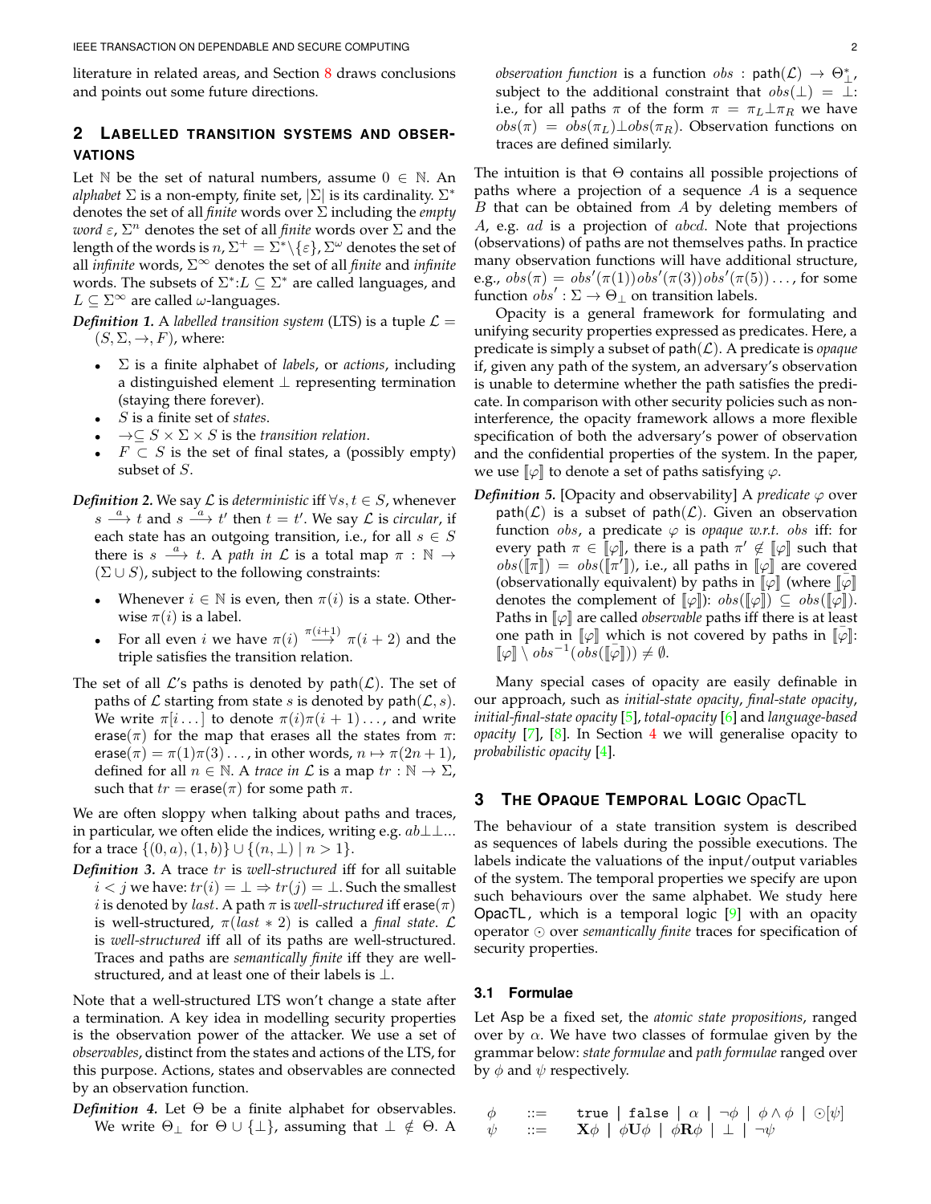literature in related areas, and Section 8 draws conclusions and points out some future directions.

## 2 Labelled Transition Systems and Observations

Let $\mathbb{N}$ be the set of natural numbers, assume $0 \in \mathbb{N}$. An *alphabet* $\Sigma$ is a non-empty, finite set, $|\Sigma|$ is its cardinality. $\Sigma^*$ denotes the set of all *finite* words over $\Sigma$ including the *empty word* $\varepsilon$, $\Sigma^n$ denotes the set of all *finite* words over $\Sigma$ and the length of the words is $n$, $\Sigma^+ = \Sigma^* \backslash \{\varepsilon\}$, $\Sigma^\omega$ denotes the set of all *infinite* words, $\Sigma^\infty$ denotes the set of all *finite* and *infinite* words. The subsets of $\Sigma^*$:$L \subseteq \Sigma^*$ are called languages, and $L \subseteq \Sigma^\infty$ are called $\omega$-languages.

***Definition 1.*** A *labelled transition system* (LTS) is a tuple $\mathcal{L} = (S, \Sigma, \rightarrow, F)$, where:

- $\Sigma$ is a finite alphabet of *labels*, or *actions*, including a distinguished element $\perp$ representing termination (staying there forever).
- $S$ is a finite set of *states*.
- $\rightarrow \subseteq S \times \Sigma \times S$ is the *transition relation*.
- $F \subset S$ is the set of final states, a (possibly empty) subset of $S$.

***Definition 2.*** We say $\mathcal{L}$ is *deterministic* iff $\forall s, t \in S$, whenever $s \xrightarrow{a} t$ and $s \xrightarrow{a} t'$ then $t = t'$. We say $\mathcal{L}$ is *circular*, if each state has an outgoing transition, i.e., for all $s \in S$ there is $s \xrightarrow{a} t$. A *path in* $\mathcal{L}$ is a total map $\pi : \mathbb{N} \rightarrow (\Sigma \cup S)$, subject to the following constraints:

- Whenever $i \in \mathbb{N}$ is even, then $\pi(i)$ is a state. Otherwise $\pi(i)$ is a label.
- For all even $i$ we have $\pi(i) \xrightarrow{\pi(i+1)} \pi(i+2)$ and the triple satisfies the transition relation.

The set of all $\mathcal{L}$'s paths is denoted by $\mathsf{path}(\mathcal{L})$. The set of paths of $\mathcal{L}$ starting from state $s$ is denoted by $\mathsf{path}(\mathcal{L}, s)$. We write $\pi[i \dots]$ to denote $\pi(i)\pi(i+1)\dots$, and write $\mathsf{erase}(\pi)$ for the map that erases all the states from $\pi$: $\mathsf{erase}(\pi) = \pi(1)\pi(3)\dots$, in other words, $n \mapsto \pi(2n+1)$, defined for all $n \in \mathbb{N}$. A *trace in* $\mathcal{L}$ is a map $tr : \mathbb{N} \rightarrow \Sigma$, such that $tr = \mathsf{erase}(\pi)$ for some path $\pi$.

We are often sloppy when talking about paths and traces, in particular, we often elide the indices, writing e.g. $ab\perp\perp\dots$ for a trace $\{(0, a), (1, b)\} \cup \{(n, \perp) \mid n > 1\}$.

***Definition 3.*** A trace $tr$ is *well-structured* iff for all suitable $i < j$ we have: $tr(i) = \perp \Rightarrow tr(j) = \perp$. Such the smallest $i$ is denoted by $last$. A path $\pi$ is *well-structured* iff $\mathsf{erase}(\pi)$ is well-structured, $\pi(last * 2)$ is called a *final state*. $\mathcal{L}$ is *well-structured* iff all of its paths are well-structured. Traces and paths are *semantically finite* iff they are well-structured, and at least one of their labels is $\perp$.

Note that a well-structured LTS won't change a state after a termination. A key idea in modelling security properties is the observation power of the attacker. We use a set of *observables*, distinct from the states and actions of the LTS, for this purpose. Actions, states and observables are connected by an observation function.

***Definition 4.*** Let $\Theta$ be a finite alphabet for observables. We write $\Theta_\perp$ for $\Theta \cup \{\perp\}$, assuming that $\perp \notin \Theta$. A *observation function* is a function $obs : \mathsf{path}(\mathcal{L}) \rightarrow \Theta_\perp^*$, subject to the additional constraint that $obs(\perp) = \perp$: i.e., for all paths $\pi$ of the form $\pi = \pi_L \perp \pi_R$ we have $obs(\pi) = obs(\pi_L) \perp obs(\pi_R)$. Observation functions on traces are defined similarly.

The intuition is that $\Theta$ contains all possible projections of paths where a projection of a sequence $A$ is a sequence $B$ that can be obtained from $A$ by deleting members of $A$, e.g. $ad$ is a projection of $abcd$. Note that projections (observations) of paths are not themselves paths. In practice many observation functions will have additional structure, e.g., $obs(\pi) = obs'(\pi(1))obs'(\pi(3))obs'(\pi(5))\dots$, for some function $obs' : \Sigma \rightarrow \Theta_\perp$ on transition labels.

Opacity is a general framework for formulating and unifying security properties expressed as predicates. Here, a predicate is simply a subset of $\mathsf{path}(\mathcal{L})$. A predicate is *opaque* if, given any path of the system, an adversary's observation is unable to determine whether the path satisfies the predicate. In comparison with other security policies such as non-interference, the opacity framework allows a more flexible specification of both the adversary's power of observation and the confidential properties of the system. In the paper, we use $[\![\varphi]\!]$ to denote a set of paths satisfying $\varphi$.

***Definition 5.*** [Opacity and observability] A *predicate* $\varphi$ over $\mathsf{path}(\mathcal{L})$ is a subset of $\mathsf{path}(\mathcal{L})$. Given an observation function $obs$, a predicate $\varphi$ is *opaque w.r.t. obs* iff: for every path $\pi \in [\![\varphi]\!]$, there is a path $\pi' \notin [\![\varphi]\!]$ such that $obs([\![\pi]\!]) = obs([\![\pi']\!])$, i.e., all paths in $[\![\varphi]\!]$ are covered (observationally equivalent) by paths in $[\![\bar{\varphi}]\!]$ (where $[\![\bar{\varphi}]\!]$ denotes the complement of $[\![\varphi]\!]$): $obs([\![\varphi]\!]) \subseteq obs([\![\bar{\varphi}]\!])$. Paths in $[\![\varphi]\!]$ are called *observable* paths iff there is at least one path in $[\![\varphi]\!]$ which is not covered by paths in $[\![\bar{\varphi}]\!]$: $[\![\varphi]\!] \setminus obs^{-1}(obs([\![\bar{\varphi}]\!])) \neq \emptyset$.

Many special cases of opacity are easily definable in our approach, such as *initial-state opacity*, *final-state opacity*, *initial-final-state opacity* [5], *total-opacity* [6] and *language-based opacity* [7], [8]. In Section 4 we will generalise opacity to *probabilistic opacity* [4].

## 3 The Opaque Temporal Logic OpacTL

The behaviour of a state transition system is described as sequences of labels during the possible executions. The labels indicate the valuations of the input/output variables of the system. The temporal properties we specify are upon such behaviours over the same alphabet. We study here $\mathsf{OpacTL}$, which is a temporal logic [9] with an opacity operator $\odot$ over *semantically finite* traces for specification of security properties.

### 3.1 Formulae

Let $\mathsf{Asp}$ be a fixed set, the *atomic state propositions*, ranged over by $\alpha$. We have two classes of formulae given by the grammar below: *state formulae* and *path formulae* ranged over by $\phi$ and $\psi$ respectively.

$$
\begin{array}{lcl}
\phi & ::= & \mathtt{true} \mid \mathtt{false} \mid \alpha \mid \neg\phi \mid \phi \wedge \phi \mid \odot[\psi] \\
\psi & ::= & \mathbf{X}\phi \mid \phi\mathbf{U}\phi \mid \phi\mathbf{R}\phi \mid \perp \mid \neg\psi
\end{array}
$$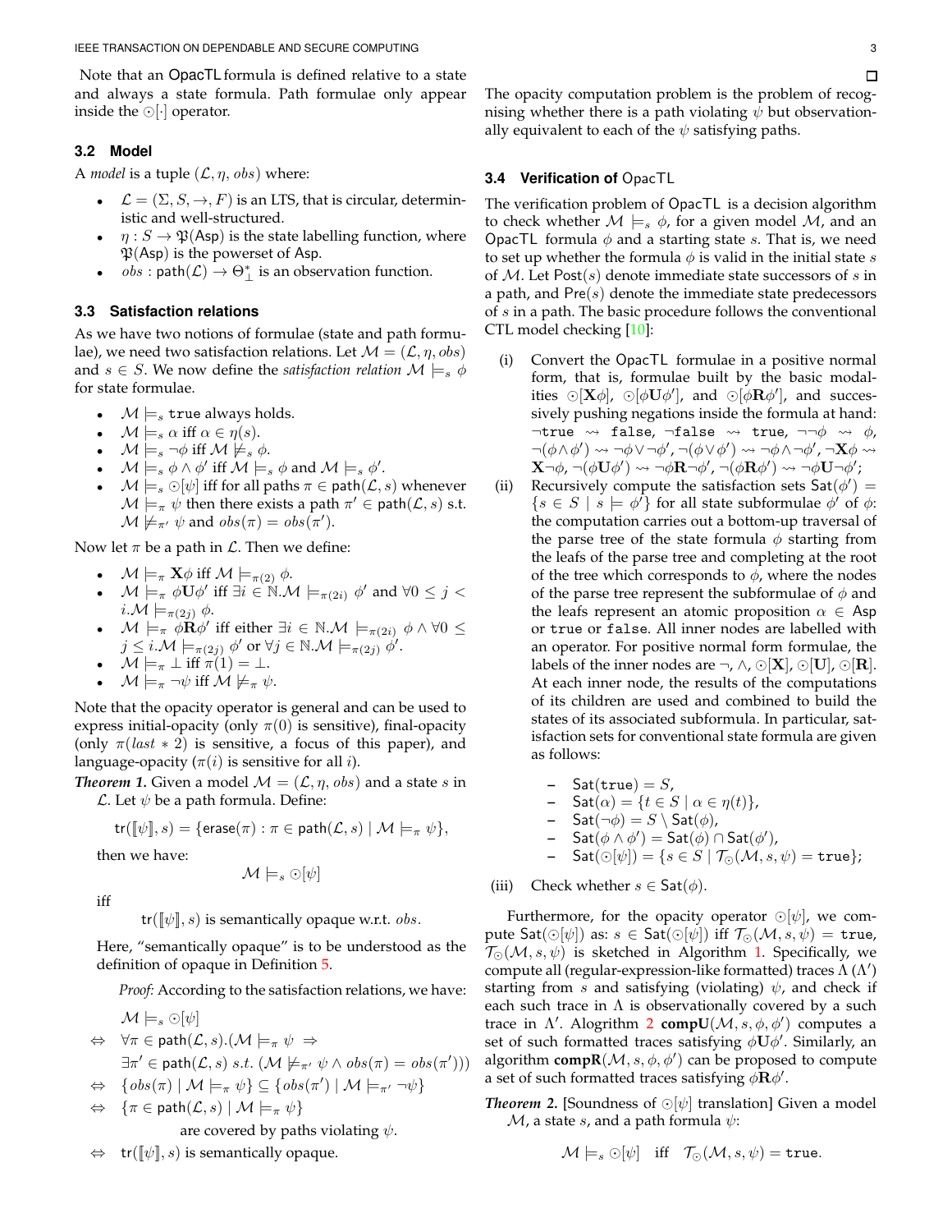Note that an OpacTL formula is defined relative to a state and always a state formula. Path formulae only appear inside the $\odot[\cdot]$ operator.

### 3.2 Model

A *model* is a tuple $(\mathcal{L}, \eta, obs)$ where:

- $\mathcal{L} = (\Sigma, S, \rightarrow, F)$ is an LTS, that is circular, deterministic and well-structured.
- $\eta : S \rightarrow \mathfrak{P}(\mathsf{Asp})$ is the state labelling function, where $\mathfrak{P}(\mathsf{Asp})$ is the powerset of $\mathsf{Asp}$.
- $obs : \mathsf{path}(\mathcal{L}) \rightarrow \Theta^*_\perp$ is an observation function.

### 3.3 Satisfaction relations

As we have two notions of formulae (state and path formulae), we need two satisfaction relations. Let $\mathcal{M} = (\mathcal{L}, \eta, obs)$ and $s \in S$. We now define the *satisfaction relation* $\mathcal{M} \models_s \phi$ for state formulae.

- $\mathcal{M} \models_s \texttt{true}$ always holds.
- $\mathcal{M} \models_s \alpha$ iff $\alpha \in \eta(s)$.
- $\mathcal{M} \models_s \neg\phi$ iff $\mathcal{M} \not\models_s \phi$.
- $\mathcal{M} \models_s \phi \wedge \phi'$ iff $\mathcal{M} \models_s \phi$ and $\mathcal{M} \models_s \phi'$.
- $\mathcal{M} \models_s \odot[\psi]$ iff for all paths $\pi \in \mathsf{path}(\mathcal{L}, s)$ whenever $\mathcal{M} \models_\pi \psi$ then there exists a path $\pi' \in \mathsf{path}(\mathcal{L}, s)$ s.t. $\mathcal{M} \not\models_{\pi'} \psi$ and $obs(\pi) = obs(\pi')$.

Now let $\pi$ be a path in $\mathcal{L}$. Then we define:

- $\mathcal{M} \models_\pi \mathbf{X}\phi$ iff $\mathcal{M} \models_{\pi(2)} \phi$.
- $\mathcal{M} \models_\pi \phi\mathbf{U}\phi'$ iff $\exists i \in \mathbb{N}.\mathcal{M} \models_{\pi(2i)} \phi'$ and $\forall 0 \le j < i.\mathcal{M} \models_{\pi(2j)} \phi$.
- $\mathcal{M} \models_\pi \phi\mathbf{R}\phi'$ iff either $\exists i \in \mathbb{N}.\mathcal{M} \models_{\pi(2i)} \phi \wedge \forall 0 \le j \le i.\mathcal{M} \models_{\pi(2j)} \phi'$ or $\forall j \in \mathbb{N}.\mathcal{M} \models_{\pi(2j)} \phi'$.
- $\mathcal{M} \models_\pi \perp$ iff $\pi(1) = \perp$.
- $\mathcal{M} \models_\pi \neg\psi$ iff $\mathcal{M} \not\models_\pi \psi$.

Note that the opacity operator is general and can be used to express initial-opacity (only $\pi(0)$ is sensitive), final-opacity (only $\pi(last * 2)$ is sensitive, a focus of this paper), and language-opacity ($\pi(i)$ is sensitive for all $i$).

***Theorem 1.*** Given a model $\mathcal{M} = (\mathcal{L}, \eta, obs)$ and a state $s$ in $\mathcal{L}$. Let $\psi$ be a path formula. Define:

$$\mathsf{tr}(\llbracket \psi \rrbracket, s) = \{\mathsf{erase}(\pi) : \pi \in \mathsf{path}(\mathcal{L}, s) \mid \mathcal{M} \models_\pi \psi\},$$

then we have:

$$\mathcal{M} \models_s \odot[\psi]$$

iff

$$\mathsf{tr}(\llbracket \psi \rrbracket, s) \text{ is semantically opaque w.r.t. } obs.$$

Here, "semantically opaque" is to be understood as the definition of opaque in Definition 5.

*Proof:* According to the satisfaction relations, we have:

$$
\begin{aligned}
& \mathcal{M} \models_s \odot[\psi] \\
\Leftrightarrow\ & \forall \pi \in \mathsf{path}(\mathcal{L}, s).(\mathcal{M} \models_\pi \psi \Rightarrow \\
& \exists \pi' \in \mathsf{path}(\mathcal{L}, s)\ s.t.\ (\mathcal{M} \not\models_{\pi'} \psi \wedge obs(\pi) = obs(\pi'))) \\
\Leftrightarrow\ & \{obs(\pi) \mid \mathcal{M} \models_\pi \psi\} \subseteq \{obs(\pi') \mid \mathcal{M} \models_{\pi'} \neg\psi\} \\
\Leftrightarrow\ & \{\pi \in \mathsf{path}(\mathcal{L}, s) \mid \mathcal{M} \models_\pi \psi\} \\
& \qquad \text{are covered by paths violating } \psi. \\
\Leftrightarrow\ & \mathsf{tr}(\llbracket \psi \rrbracket, s) \text{ is semantically opaque.}
\end{aligned}
$$

□

The opacity computation problem is the problem of recognising whether there is a path violating $\psi$ but observationally equivalent to each of the $\psi$ satisfying paths.

### 3.4 Verification of OpacTL

The verification problem of OpacTL is a decision algorithm to check whether $\mathcal{M} \models_s \phi$, for a given model $\mathcal{M}$, and an OpacTL formula $\phi$ and a starting state $s$. That is, we need to set up whether the formula $\phi$ is valid in the initial state $s$ of $\mathcal{M}$. Let $\mathsf{Post}(s)$ denote immediate state successors of $s$ in a path, and $\mathsf{Pre}(s)$ denote the immediate state predecessors of $s$ in a path. The basic procedure follows the conventional CTL model checking [10]:

(i) Convert the OpacTL formulae in a positive normal form, that is, formulae built by the basic modalities $\odot[\mathbf{X}\phi]$, $\odot[\phi\mathbf{U}\phi']$, and $\odot[\phi\mathbf{R}\phi']$, and successively pushing negations inside the formula at hand: $\neg\texttt{true} \rightsquigarrow \texttt{false}$, $\neg\texttt{false} \rightsquigarrow \texttt{true}$, $\neg\neg\phi \rightsquigarrow \phi$, $\neg(\phi \wedge \phi') \rightsquigarrow \neg\phi \vee \neg\phi'$, $\neg(\phi \vee \phi') \rightsquigarrow \neg\phi \wedge \neg\phi'$, $\neg\mathbf{X}\phi \rightsquigarrow \mathbf{X}\neg\phi$, $\neg(\phi\mathbf{U}\phi') \rightsquigarrow \neg\phi\mathbf{R}\neg\phi'$, $\neg(\phi\mathbf{R}\phi') \rightsquigarrow \neg\phi\mathbf{U}\neg\phi'$;

(ii) Recursively compute the satisfaction sets $\mathsf{Sat}(\phi') = \{s \in S \mid s \models \phi'\}$ for all state subformulae $\phi'$ of $\phi$: the computation carries out a bottom-up traversal of the parse tree of the state formula $\phi$ starting from the leafs of the parse tree and completing at the root of the tree which corresponds to $\phi$, where the nodes of the parse tree represent the subformulae of $\phi$ and the leafs represent an atomic proposition $\alpha \in \mathsf{Asp}$ or $\texttt{true}$ or $\texttt{false}$. All inner nodes are labelled with an operator. For positive normal form formulae, the labels of the inner nodes are $\neg$, $\wedge$, $\odot[\mathbf{X}]$, $\odot[\mathbf{U}]$, $\odot[\mathbf{R}]$. At each inner node, the results of the computations of its children are used and combined to build the states of its associated subformula. In particular, satisfaction sets for conventional state formula are given as follows:
   - $\mathsf{Sat}(\texttt{true}) = S$,
   - $\mathsf{Sat}(\alpha) = \{t \in S \mid \alpha \in \eta(t)\}$,
   - $\mathsf{Sat}(\neg\phi) = S \setminus \mathsf{Sat}(\phi)$,
   - $\mathsf{Sat}(\phi \wedge \phi') = \mathsf{Sat}(\phi) \cap \mathsf{Sat}(\phi')$,
   - $\mathsf{Sat}(\odot[\psi]) = \{s \in S \mid \mathcal{T}_\odot(\mathcal{M}, s, \psi) = \texttt{true}\}$;

(iii) Check whether $s \in \mathsf{Sat}(\phi)$.

Furthermore, for the opacity operator $\odot[\psi]$, we compute $\mathsf{Sat}(\odot[\psi])$ as: $s \in \mathsf{Sat}(\odot[\psi])$ iff $\mathcal{T}_\odot(\mathcal{M}, s, \psi) = \texttt{true}$, $\mathcal{T}_\odot(\mathcal{M}, s, \psi)$ is sketched in Algorithm 1. Specifically, we compute all (regular-expression-like formatted) traces $\Lambda$ ($\Lambda'$) starting from $s$ and satisfying (violating) $\psi$, and check if each such trace in $\Lambda$ is observationally covered by a such trace in $\Lambda'$. Alogrithm 2 **compU**$(\mathcal{M}, s, \phi, \phi')$ computes a set of such formatted traces satisfying $\phi\mathbf{U}\phi'$. Similarly, an algorithm **compR**$(\mathcal{M}, s, \phi, \phi')$ can be proposed to compute a set of such formatted traces satisfying $\phi\mathbf{R}\phi'$.

***Theorem 2.*** [Soundness of $\odot[\psi]$ translation] Given a model $\mathcal{M}$, a state $s$, and a path formula $\psi$:

$$\mathcal{M} \models_s \odot[\psi] \quad \text{iff} \quad \mathcal{T}_\odot(\mathcal{M}, s, \psi) = \texttt{true}.$$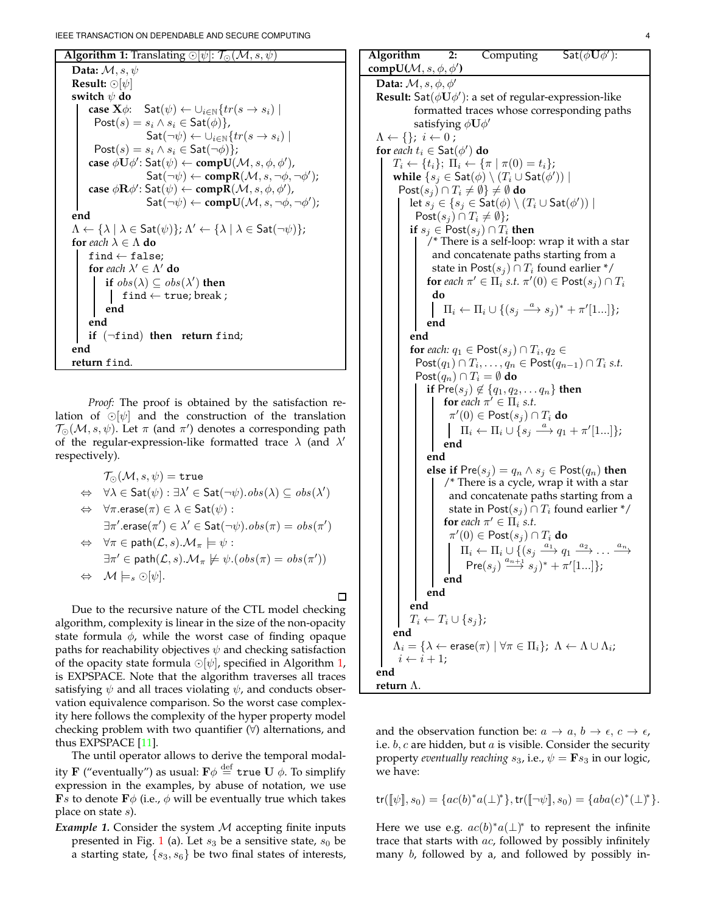**Algorithm 1:** Translating $\odot[\psi]$: $\mathcal{T}_{\odot}(\mathcal{M}, s, \psi)$

```
Data: M, s, ψ
Result: ⊙[ψ]
switch ψ do
    case Xϕ:  Sat(ψ) ← ∪_{i∈N}{tr(s → s_i) | Post(s) = s_i ∧ s_i ∈ Sat(ϕ)},
              Sat(¬ψ) ← ∪_{i∈N}{tr(s → s_i) | Post(s) = s_i ∧ s_i ∈ Sat(¬ϕ)};
    case ϕUϕ': Sat(ψ) ← compU(M, s, ϕ, ϕ'),
               Sat(¬ψ) ← compR(M, s, ¬ϕ, ¬ϕ');
    case ϕRϕ': Sat(ψ) ← compR(M, s, ϕ, ϕ'),
               Sat(¬ψ) ← compU(M, s, ¬ϕ, ¬ϕ');
end
Λ ← {λ | λ ∈ Sat(ψ)}; Λ' ← {λ | λ ∈ Sat(¬ψ)};
for each λ ∈ Λ do
    find ← false;
    for each λ' ∈ Λ' do
        if obs(λ) ⊆ obs(λ') then
            find ← true; break ;
        end
    end
    if (¬find) then return find;
end
return find.
```

*Proof:* The proof is obtained by the satisfaction relation of $\odot[\psi]$ and the construction of the translation $\mathcal{T}_{\odot}(\mathcal{M}, s, \psi)$. Let $\pi$ (and $\pi'$) denotes a corresponding path of the regular-expression-like formatted trace $\lambda$ (and $\lambda'$ respectively).

$$
\begin{aligned}
& \mathcal{T}_{\odot}(\mathcal{M}, s, \psi) = \texttt{true} \\
\Leftrightarrow\ & \forall \lambda \in \mathsf{Sat}(\psi) : \exists \lambda' \in \mathsf{Sat}(\neg\psi). obs(\lambda) \subseteq obs(\lambda') \\
\Leftrightarrow\ & \forall \pi.\mathsf{erase}(\pi) \in \lambda \in \mathsf{Sat}(\psi) : \\
& \exists \pi'.\mathsf{erase}(\pi') \in \lambda' \in \mathsf{Sat}(\neg\psi). obs(\pi) = obs(\pi') \\
\Leftrightarrow\ & \forall \pi \in \mathsf{path}(\mathcal{L}, s). \mathcal{M}_{\pi} \models \psi : \\
& \exists \pi' \in \mathsf{path}(\mathcal{L}, s). \mathcal{M}_{\pi} \not\models \psi. (obs(\pi) = obs(\pi')) \\
\Leftrightarrow\ & \mathcal{M} \models_s \odot[\psi].
\end{aligned}
$$

□

Due to the recursive nature of the CTL model checking algorithm, complexity is linear in the size of the non-opacity state formula $\phi$, while the worst case of finding opaque paths for reachability objectives $\psi$ and checking satisfaction of the opacity state formula $\odot[\psi]$, specified in Algorithm 1, is EXPSPACE. Note that the algorithm traverses all traces satisfying $\psi$ and all traces violating $\psi$, and conducts observation equivalence comparison. So the worst case complexity here follows the complexity of the hyper property model checking problem with two quantifier ($\forall$) alternations, and thus EXPSPACE [11].

The until operator allows to derive the temporal modality $\mathbf{F}$ ("eventually") as usual: $\mathbf{F}\phi \stackrel{\text{def}}{=} \texttt{true}\ \mathbf{U}\ \phi$. To simplify expression in the examples, by abuse of notation, we use $\mathbf{F}s$ to denote $\mathbf{F}\phi$ (i.e., $\phi$ will be eventually true which takes place on state $s$).

***Example 1.*** Consider the system $\mathcal{M}$ accepting finite inputs presented in Fig. 1 (a). Let $s_3$ be a sensitive state, $s_0$ be a starting state, $\{s_3, s_6\}$ be two final states of interests, and the observation function be: $a \to a$, $b \to \epsilon$, $c \to \epsilon$, i.e. $b, c$ are hidden, but $a$ is visible. Consider the security property *eventually reaching* $s_3$, i.e., $\psi = \mathbf{F}s_3$ in our logic, we have:

$$\mathsf{tr}([\![\psi]\!], s_0) = \{ac(b)^*a(\bot)^*\}, \mathsf{tr}([\![\neg\psi]\!], s_0) = \{aba(c)^*(\bot)^*\}.$$

Here we use e.g. $ac(b)^*a(\bot)^*$ to represent the infinite trace that starts with $ac$, followed by possibly infinitely many $b$, followed by a, and followed by possibly in-

**Algorithm 2:** Computing $\mathsf{Sat}(\phi\mathbf{U}\phi')$: **compU**($\mathcal{M}, s, \phi, \phi'$)

```
Data: M, s, ϕ, ϕ'
Result: Sat(ϕUϕ'): a set of regular-expression-like
        formatted traces whose corresponding paths
        satisfying ϕUϕ'
Λ ← {}; i ← 0 ;
for each t_i ∈ Sat(ϕ') do
    T_i ← {t_i}; Π_i ← {π | π(0) = t_i};
    while {s_j ∈ Sat(ϕ) \ (T_i ∪ Sat(ϕ')) | Post(s_j) ∩ T_i ≠ ∅} ≠ ∅ do
        let s_j ∈ {s_j ∈ Sat(ϕ) \ (T_i ∪ Sat(ϕ')) | Post(s_j) ∩ T_i ≠ ∅};
        if s_j ∈ Post(s_j) ∩ T_i then
            /* There is a self-loop: wrap it with a star
               and concatenate paths starting from a
               state in Post(s_j) ∩ T_i found earlier */
            for each π' ∈ Π_i s.t. π'(0) ∈ Post(s_j) ∩ T_i do
                Π_i ← Π_i ∪ {(s_j --a--> s_j)* + π'[1...]};
            end
        end
        for each: q_1 ∈ Post(s_j) ∩ T_i, q_2 ∈ Post(q_1) ∩ T_i, ..., q_n ∈ Post(q_{n-1}) ∩ T_i s.t.
                  Post(q_n) ∩ T_i = ∅ do
            if Pre(s_j) ∉ {q_1, q_2, ... q_n} then
                for each π' ∈ Π_i s.t. π'(0) ∈ Post(s_j) ∩ T_i do
                    Π_i ← Π_i ∪ {s_j --a--> q_1 + π'[1...]};
                end
            end
            else if Pre(s_j) = q_n ∧ s_j ∈ Post(q_n) then
                /* There is a cycle, wrap it with a star
                   and concatenate paths starting from a
                   state in Post(s_j) ∩ T_i found earlier */
                for each π' ∈ Π_i s.t. π'(0) ∈ Post(s_j) ∩ T_i do
                    Π_i ← Π_i ∪ {(s_j --a_1--> q_1 --a_2--> ... --a_n--> Pre(s_j) --a_{n+1}--> s_j)* + π'[1...]};
                end
            end
        end
        T_i ← T_i ∪ {s_j};
    end
    Λ_i = {λ ← erase(π) | ∀π ∈ Π_i}; Λ ← Λ ∪ Λ_i;
    i ← i + 1;
end
return Λ.
```

finitely many $\bot$.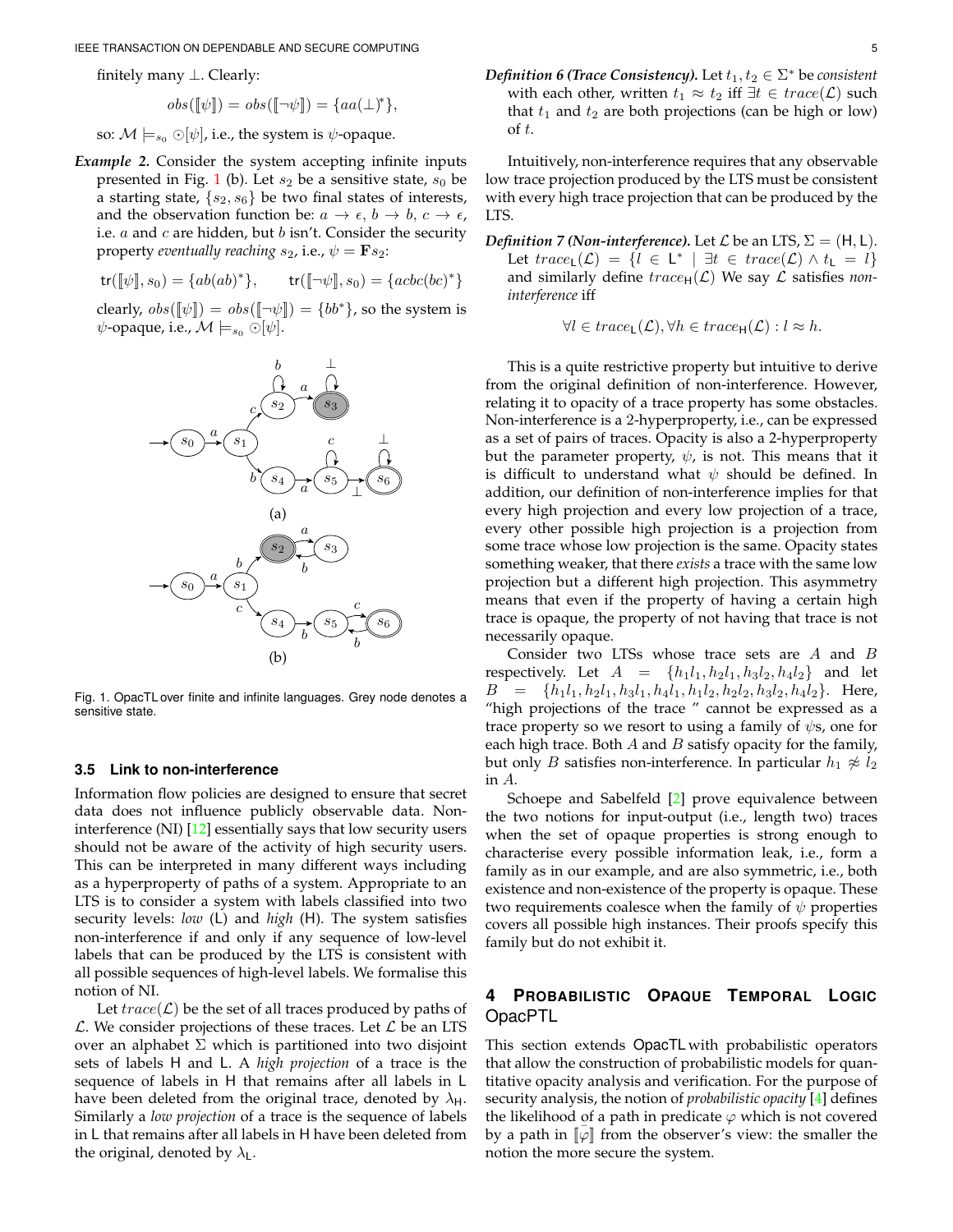finitely many $\perp$. Clearly:

$$obs([\![\psi]\!]) = obs([\![\neg\psi]\!]) = \{aa(\perp)^*\},$$

so: $\mathcal{M} \models_{s_0} \odot[\psi]$, i.e., the system is $\psi$-opaque.

***Example 2.*** Consider the system accepting infinite inputs presented in Fig. 1 (b). Let $s_2$ be a sensitive state, $s_0$ be a starting state, $\{s_2, s_6\}$ be two final states of interests, and the observation function be: $a \to \epsilon$, $b \to b$, $c \to \epsilon$, i.e. $a$ and $c$ are hidden, but $b$ isn't. Consider the security property *eventually reaching* $s_2$, i.e., $\psi = \mathbf{F}s_2$:

$$\mathsf{tr}([\![\psi]\!], s_0) = \{ab(ab)^*\}, \qquad \mathsf{tr}([\![\neg\psi]\!], s_0) = \{acbc(bc)^*\}$$

clearly, $obs([\![\psi]\!]) = obs([\![\neg\psi]\!]) = \{bb^*\}$, so the system is $\psi$-opaque, i.e., $\mathcal{M} \models_{s_0} \odot[\psi]$.

Fig. 1. OpacTL over finite and infinite languages. Grey node denotes a sensitive state.

### 3.5 Link to non-interference

Information flow policies are designed to ensure that secret data does not influence publicly observable data. Non-interference (NI) [12] essentially says that low security users should not be aware of the activity of high security users. This can be interpreted in many different ways including as a hyperproperty of paths of a system. Appropriate to an LTS is to consider a system with labels classified into two security levels: *low* (L) and *high* (H). The system satisfies non-interference if and only if any sequence of low-level labels that can be produced by the LTS is consistent with all possible sequences of high-level labels. We formalise this notion of NI.

Let $trace(\mathcal{L})$ be the set of all traces produced by paths of $\mathcal{L}$. We consider projections of these traces. Let $\mathcal{L}$ be an LTS over an alphabet $\Sigma$ which is partitioned into two disjoint sets of labels H and L. A *high projection* of a trace is the sequence of labels in H that remains after all labels in L have been deleted from the original trace, denoted by $\lambda_{\mathsf{H}}$. Similarly a *low projection* of a trace is the sequence of labels in L that remains after all labels in H have been deleted from the original, denoted by $\lambda_{\mathsf{L}}$.

***Definition 6 (Trace Consistency).*** Let $t_1, t_2 \in \Sigma^*$ be *consistent* with each other, written $t_1 \approx t_2$ iff $\exists t \in trace(\mathcal{L})$ such that $t_1$ and $t_2$ are both projections (can be high or low) of $t$.

Intuitively, non-interference requires that any observable low trace projection produced by the LTS must be consistent with every high trace projection that can be produced by the LTS.

***Definition 7 (Non-interference).*** Let $\mathcal{L}$ be an LTS, $\Sigma = (\mathsf{H}, \mathsf{L})$. Let $trace_{\mathsf{L}}(\mathcal{L}) = \{l \in \mathsf{L}^* \mid \exists t \in trace(\mathcal{L}) \wedge t_{\mathsf{L}} = l\}$ and similarly define $trace_{\mathsf{H}}(\mathcal{L})$ We say $\mathcal{L}$ satisfies *non-interference* iff

$$\forall l \in trace_{\mathsf{L}}(\mathcal{L}), \forall h \in trace_{\mathsf{H}}(\mathcal{L}) : l \approx h.$$

This is a quite restrictive property but intuitive to derive from the original definition of non-interference. However, relating it to opacity of a trace property has some obstacles. Non-interference is a 2-hyperproperty, i.e., can be expressed as a set of pairs of traces. Opacity is also a 2-hyperproperty but the parameter property, $\psi$, is not. This means that it is difficult to understand what $\psi$ should be defined. In addition, our definition of non-interference implies for that every high projection and every low projection of a trace, every other possible high projection is a projection from some trace whose low projection is the same. Opacity states something weaker, that there *exists* a trace with the same low projection but a different high projection. This asymmetry means that even if the property of having a certain high trace is opaque, the property of not having that trace is not necessarily opaque.

Consider two LTSs whose trace sets are $A$ and $B$ respectively. Let $A = \{h_1 l_1, h_2 l_1, h_3 l_2, h_4 l_2\}$ and let $B = \{h_1 l_1, h_2 l_1, h_3 l_1, h_4 l_1, h_1 l_2, h_2 l_2, h_3 l_2, h_4 l_2\}$. Here, "high projections of the trace " cannot be expressed as a trace property so we resort to using a family of $\psi$s, one for each high trace. Both $A$ and $B$ satisfy opacity for the family, but only $B$ satisfies non-interference. In particular $h_1 \not\approx l_2$ in $A$.

Schoepe and Sabelfeld [2] prove equivalence between the two notions for input-output (i.e., length two) traces when the set of opaque properties is strong enough to characterise every possible information leak, i.e., form a family as in our example, and are also symmetric, i.e., both existence and non-existence of the property is opaque. These two requirements coalesce when the family of $\psi$ properties covers all possible high instances. Their proofs specify this family but do not exhibit it.

## 4 Probabilistic Opaque Temporal Logic OpacPTL

This section extends OpacTL with probabilistic operators that allow the construction of probabilistic models for quantitative opacity analysis and verification. For the purpose of security analysis, the notion of *probabilistic opacity* [4] defines the likelihood of a path in predicate $\varphi$ which is not covered by a path in $[\![\varphi]\!]$ from the observer's view: the smaller the notion the more secure the system.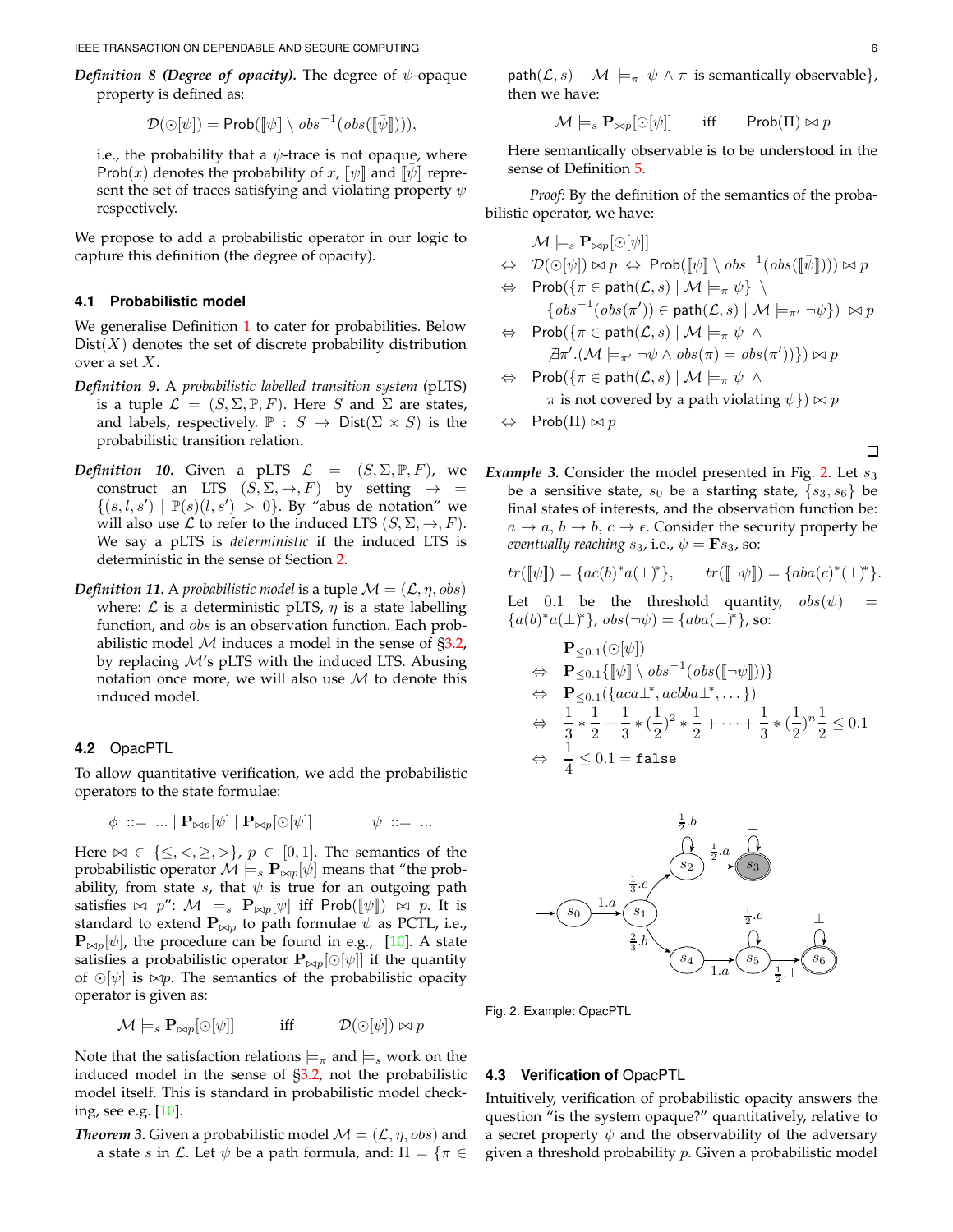**Definition 8 (Degree of opacity).** The degree of $\psi$-opaque property is defined as:

$$\mathcal{D}(\odot[\psi]) = \mathsf{Prob}([\![\psi]\!] \setminus obs^{-1}(obs([\![\bar{\psi}]\!]))),$$

i.e., the probability that a $\psi$-trace is not opaque, where $\mathsf{Prob}(x)$ denotes the probability of $x$, $[\![\psi]\!]$ and $[\![\bar{\psi}]\!]$ represent the set of traces satisfying and violating property $\psi$ respectively.

We propose to add a probabilistic operator in our logic to capture this definition (the degree of opacity).

### 4.1 Probabilistic model

We generalise Definition 1 to cater for probabilities. Below $\mathsf{Dist}(X)$ denotes the set of discrete probability distribution over a set $X$.

**Definition 9.** A *probabilistic labelled transition system* (pLTS) is a tuple $\mathcal{L} = (S, \Sigma, \mathbb{P}, F)$. Here $S$ and $\Sigma$ are states, and labels, respectively. $\mathbb{P} : S \to \mathsf{Dist}(\Sigma \times S)$ is the probabilistic transition relation.

**Definition 10.** Given a pLTS $\mathcal{L} = (S, \Sigma, \mathbb{P}, F)$, we construct an LTS $(S, \Sigma, \to, F)$ by setting $\to = \{(s, l, s') \mid \mathbb{P}(s)(l, s') > 0\}$. By "abus de notation" we will also use $\mathcal{L}$ to refer to the induced LTS $(S, \Sigma, \to, F)$. We say a pLTS is *deterministic* if the induced LTS is deterministic in the sense of Section 2.

**Definition 11.** A *probabilistic model* is a tuple $\mathcal{M} = (\mathcal{L}, \eta, obs)$ where: $\mathcal{L}$ is a deterministic pLTS, $\eta$ is a state labelling function, and $obs$ is an observation function. Each probabilistic model $\mathcal{M}$ induces a model in the sense of §3.2, by replacing $\mathcal{M}$'s pLTS with the induced LTS. Abusing notation once more, we will also use $\mathcal{M}$ to denote this induced model.

### 4.2 OpacPTL

To allow quantitative verification, we add the probabilistic operators to the state formulae:

$$\phi \ ::= \ \ldots \mid \mathbf{P}_{\bowtie p}[\psi] \mid \mathbf{P}_{\bowtie p}[\odot[\psi]] \qquad\qquad \psi \ ::= \ \ldots$$

Here $\bowtie \in \{\leq, <, \geq, >\}$, $p \in [0, 1]$. The semantics of the probabilistic operator $\mathcal{M} \models_s \mathbf{P}_{\bowtie p}[\psi]$ means that "the probability, from state $s$, that $\psi$ is true for an outgoing path satisfies $\bowtie p$": $\mathcal{M} \models_s \mathbf{P}_{\bowtie p}[\psi]$ iff $\mathsf{Prob}([\![\psi]\!]) \bowtie p$. It is standard to extend $\mathbf{P}_{\bowtie p}$ to path formulae $\psi$ as PCTL, i.e., $\mathbf{P}_{\bowtie p}[\psi]$, the procedure can be found in e.g., [10]. A state satisfies a probabilistic operator $\mathbf{P}_{\bowtie p}[\odot[\psi]]$ if the quantity of $\odot[\psi]$ is $\bowtie p$. The semantics of the probabilistic opacity operator is given as:

$$\mathcal{M} \models_s \mathbf{P}_{\bowtie p}[\odot[\psi]] \qquad \text{iff} \qquad \mathcal{D}(\odot[\psi]) \bowtie p$$

Note that the satisfaction relations $\models_\pi$ and $\models_s$ work on the induced model in the sense of §3.2, not the probabilistic model itself. This is standard in probabilistic model checking, see e.g. [10].

**Theorem 3.** Given a probabilistic model $\mathcal{M} = (\mathcal{L}, \eta, obs)$ and a state $s$ in $\mathcal{L}$. Let $\psi$ be a path formula, and: $\Pi = \{\pi \in \mathsf{path}(\mathcal{L}, s) \mid \mathcal{M} \models_\pi \psi \wedge \pi$ is semantically observable$\}$, then we have:

$$\mathcal{M} \models_s \mathbf{P}_{\bowtie p}[\odot[\psi]] \qquad \text{iff} \qquad \mathsf{Prob}(\Pi) \bowtie p$$

Here semantically observable is to be understood in the sense of Definition 5.

*Proof:* By the definition of the semantics of the probabilistic operator, we have:

$$\begin{aligned}
& \mathcal{M} \models_s \mathbf{P}_{\bowtie p}[\odot[\psi]] \\
\Leftrightarrow\ & \mathcal{D}(\odot[\psi]) \bowtie p \ \Leftrightarrow\ \mathsf{Prob}([\![\psi]\!] \setminus obs^{-1}(obs([\![\bar{\psi}]\!]))) \bowtie p \\
\Leftrightarrow\ & \mathsf{Prob}(\{\pi \in \mathsf{path}(\mathcal{L}, s) \mid \mathcal{M} \models_\pi \psi\} \ \setminus \\
& \quad \{obs^{-1}(obs(\pi')) \in \mathsf{path}(\mathcal{L}, s) \mid \mathcal{M} \models_{\pi'} \neg\psi\}) \bowtie p \\
\Leftrightarrow\ & \mathsf{Prob}(\{\pi \in \mathsf{path}(\mathcal{L}, s) \mid \mathcal{M} \models_\pi \psi \ \wedge \\
& \quad \nexists \pi'.(\mathcal{M} \models_{\pi'} \neg\psi \wedge obs(\pi) = obs(\pi'))\}) \bowtie p \\
\Leftrightarrow\ & \mathsf{Prob}(\{\pi \in \mathsf{path}(\mathcal{L}, s) \mid \mathcal{M} \models_\pi \psi \ \wedge \\
& \quad \pi \text{ is not covered by a path violating } \psi\}) \bowtie p \\
\Leftrightarrow\ & \mathsf{Prob}(\Pi) \bowtie p
\end{aligned}$$

□

**Example 3.** Consider the model presented in Fig. 2. Let $s_3$ be a sensitive state, $s_0$ be a starting state, $\{s_3, s_6\}$ be final states of interests, and the observation function be: $a \to a$, $b \to b$, $c \to \epsilon$. Consider the security property be *eventually reaching* $s_3$, i.e., $\psi = \mathbf{F}s_3$, so:

$$tr([\![\psi]\!]) = \{ac(b)^*a(\bot)^*\}, \qquad tr([\![\neg\psi]\!]) = \{aba(c)^*(\bot)^*\}.$$

Let 0.1 be the threshold quantity, $obs(\psi) = \{a(b)^*a(\bot)^*\}$, $obs(\neg\psi) = \{aba(\bot)^*\}$, so:

$$\begin{aligned}
& \mathbf{P}_{\leq 0.1}(\odot[\psi]) \\
\Leftrightarrow\ & \mathbf{P}_{\leq 0.1}\{[\![\psi]\!] \setminus obs^{-1}(obs([\![\neg\psi]\!]))\} \\
\Leftrightarrow\ & \mathbf{P}_{\leq 0.1}(\{aca\bot^*, acbba\bot^*, \ldots\}) \\
\Leftrightarrow\ & \frac{1}{3} * \frac{1}{2} + \frac{1}{3} * (\frac{1}{2})^2 * \frac{1}{2} + \cdots + \frac{1}{3} * (\frac{1}{2})^n \frac{1}{2} \leq 0.1 \\
\Leftrightarrow\ & \frac{1}{4} \leq 0.1 = \mathtt{false}
\end{aligned}$$

Fig. 2. Example: OpacPTL

### 4.3 Verification of OpacPTL

Intuitively, verification of probabilistic opacity answers the question "is the system opaque?" quantitatively, relative to a secret property $\psi$ and the observability of the adversary given a threshold probability $p$. Given a probabilistic model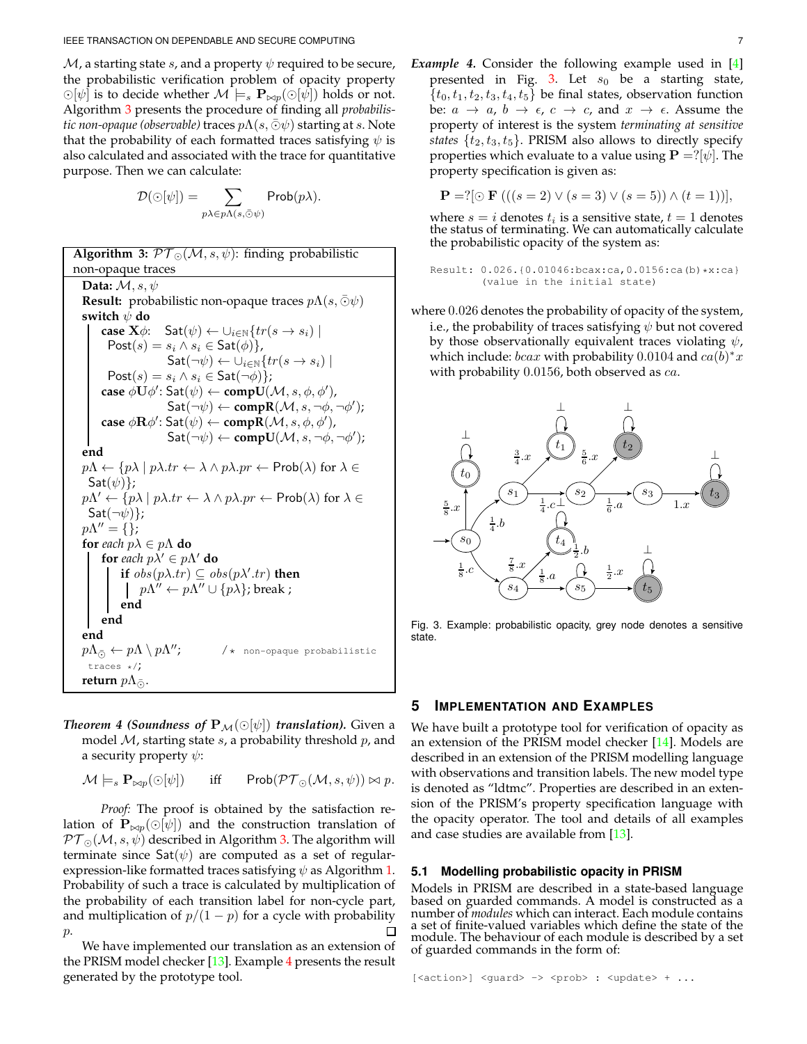$\mathcal{M}$, a starting state $s$, and a property $\psi$ required to be secure, the probabilistic verification problem of opacity property $\odot[\psi]$ is to decide whether $\mathcal{M} \models_s \mathbf{P}_{\bowtie p}(\odot[\psi])$ holds or not. Algorithm 3 presents the procedure of finding all *probabilistic non-opaque (observable)* traces $p\Lambda(s, \bar{\odot}\psi)$ starting at $s$. Note that the probability of each formatted traces satisfying $\psi$ is also calculated and associated with the trace for quantitative purpose. Then we can calculate:

$$\mathcal{D}(\odot[\psi]) = \sum_{p\lambda \in p\Lambda(s,\bar{\odot}\psi)} \mathsf{Prob}(p\lambda).$$

**Algorithm 3:** $\mathcal{PT}_{\odot}(\mathcal{M}, s, \psi)$: finding probabilistic non-opaque traces

```
Data: M, s, ψ
Result: probabilistic non-opaque traces pΛ(s, ⊙̄ψ)
switch ψ do
    case Xφ:  Sat(ψ) ← ∪_{i∈ℕ}{tr(s → s_i) | Post(s) = s_i ∧ s_i ∈ Sat(φ)},
              Sat(¬ψ) ← ∪_{i∈ℕ}{tr(s → s_i) | Post(s) = s_i ∧ s_i ∈ Sat(¬φ)};
    case φUφ': Sat(ψ) ← compU(M, s, φ, φ'),
               Sat(¬ψ) ← compR(M, s, ¬φ, ¬φ');
    case φRφ': Sat(ψ) ← compR(M, s, φ, φ'),
               Sat(¬ψ) ← compU(M, s, ¬φ, ¬φ');
end
pΛ ← {pλ | pλ.tr ← λ ∧ pλ.pr ← Prob(λ) for λ ∈ Sat(ψ)};
pΛ' ← {pλ | pλ.tr ← λ ∧ pλ.pr ← Prob(λ) for λ ∈ Sat(¬ψ)};
pΛ'' = {};
for each pλ ∈ pΛ do
    for each pλ' ∈ pΛ' do
        if obs(pλ.tr) ⊆ obs(pλ'.tr) then
            pΛ'' ← pΛ'' ∪ {pλ}; break ;
        end
    end
end
pΛ_⊙̄ ← pΛ \ pΛ'';        /* non-opaque probabilistic traces */;
return pΛ_⊙̄.
```

***Theorem 4 (Soundness of*** $\mathbf{P}_{\mathcal{M}}(\odot[\psi])$ ***translation).*** Given a model $\mathcal{M}$, starting state $s$, a probability threshold $p$, and a security property $\psi$:

$$\mathcal{M} \models_s \mathbf{P}_{\bowtie p}(\odot[\psi]) \quad \text{iff} \quad \mathsf{Prob}(\mathcal{PT}_{\odot}(\mathcal{M}, s, \psi)) \bowtie p.$$

*Proof:* The proof is obtained by the satisfaction relation of $\mathbf{P}_{\bowtie p}(\odot[\psi])$ and the construction translation of $\mathcal{PT}_{\odot}(\mathcal{M}, s, \psi)$ described in Algorithm 3. The algorithm will terminate since $\mathsf{Sat}(\psi)$ are computed as a set of regular-expression-like formatted traces satisfying $\psi$ as Algorithm 1. Probability of such a trace is calculated by multiplication of the probability of each transition label for non-cycle part, and multiplication of $p/(1-p)$ for a cycle with probability $p$. ☐

We have implemented our translation as an extension of the PRISM model checker [13]. Example 4 presents the result generated by the prototype tool.

***Example 4.*** Consider the following example used in [4] presented in Fig. 3. Let $s_0$ be a starting state, $\{t_0, t_1, t_2, t_3, t_4, t_5\}$ be final states, observation function be: $a \to a$, $b \to \epsilon$, $c \to c$, and $x \to \epsilon$. Assume the property of interest is the system *terminating at sensitive states* $\{t_2, t_3, t_5\}$. PRISM also allows to directly specify properties which evaluate to a value using $\mathbf{P} =?[\psi]$. The property specification is given as:

$$\mathbf{P} =?[\odot\, \mathbf{F}\ (((s=2) \vee (s=3) \vee (s=5)) \wedge (t=1))],$$

where $s = i$ denotes $t_i$ is a sensitive state, $t = 1$ denotes the status of terminating. We can automatically calculate the probabilistic opacity of the system as:

```
Result: 0.026.{0.01046:bcax:ca,0.0156:ca(b)*x:ca}
        (value in the initial state)
```

where $0.026$ denotes the probability of opacity of the system, i.e., the probability of traces satisfying $\psi$ but not covered by those observationally equivalent traces violating $\psi$, which include: $bcax$ with probability $0.0104$ and $ca(b)^*x$ with probability $0.0156$, both observed as $ca$.

Fig. 3. Example: probabilistic opacity, grey node denotes a sensitive state.

## 5 Implementation and Examples

We have built a prototype tool for verification of opacity as an extension of the PRISM model checker [14]. Models are described in an extension of the PRISM modelling language with observations and transition labels. The new model type is denoted as "ldtmc". Properties are described in an extension of the PRISM's property specification language with the opacity operator. The tool and details of all examples and case studies are available from [13].

### 5.1 Modelling probabilistic opacity in PRISM

Models in PRISM are described in a state-based language based on guarded commands. A model is constructed as a number of *modules* which can interact. Each module contains a set of finite-valued variables which define the state of the module. The behaviour of each module is described by a set of guarded commands in the form of:

```
[<action>] <guard> -> <prob> : <update> + ...
```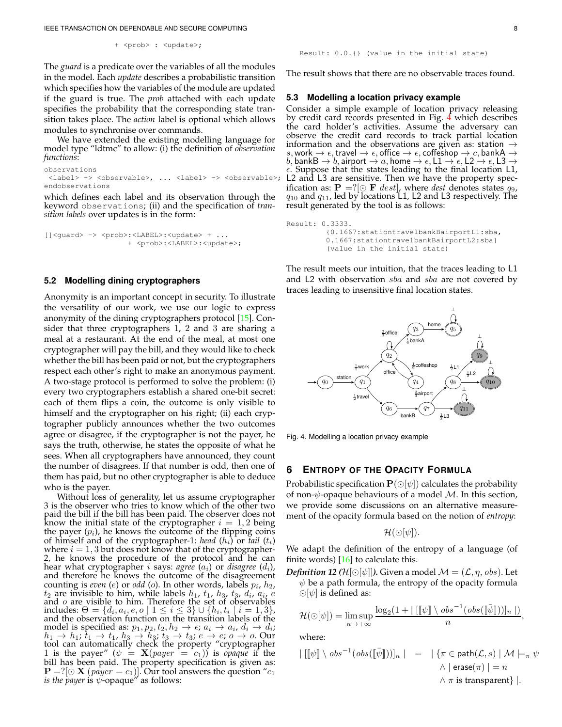```
                + <prob> : <update>;
```

The *guard* is a predicate over the variables of all the modules in the model. Each *update* describes a probabilistic transition which specifies how the variables of the module are updated if the guard is true. The *prob* attached with each update specifies the probability that the corresponding state transition takes place. The *action* label is optional which allows modules to synchronise over commands.

We have extended the existing modelling language for model type "ldtmc" to allow: (i) the definition of *observation functions*:

```
observations
 <label> -> <observable>, ... <label> -> <observable>;
endobservations
```

which defines each label and its observation through the keyword `observations`; (ii) and the specification of *transition labels* over updates is in the form:

```
[]<guard> -> <prob>:<LABEL>:<update> + ...
                 + <prob>:<LABEL>:<update>;
```

### 5.2 Modelling dining cryptographers

Anonymity is an important concept in security. To illustrate the versatility of our work, we use our logic to express anonymity of the dining cryptographers protocol [15]. Consider that three cryptographers 1, 2 and 3 are sharing a meal at a restaurant. At the end of the meal, at most one cryptographer will pay the bill, and they would like to check whether the bill has been paid or not, but the cryptographers respect each other's right to make an anonymous payment. A two-stage protocol is performed to solve the problem: (i) every two cryptographers establish a shared one-bit secret: each of them flips a coin, the outcome is only visible to himself and the cryptographer on his right; (ii) each cryptographer publicly announces whether the two outcomes agree or disagree, if the cryptographer is not the payer, he says the truth, otherwise, he states the opposite of what he sees. When all cryptographers have announced, they count the number of disagrees. If that number is odd, then one of them has paid, but no other cryptographer is able to deduce who is the payer.

Without loss of generality, let us assume cryptographer 3 is the observer who tries to know which of the other two paid the bill if the bill has been paid. The observer does not know the initial state of the cryptographer $i = 1, 2$ being the payer ($p_i$), he knows the outcome of the flipping coins of himself and of the cryptographer-1: *head* ($h_i$) or *tail* ($t_i$) where $i = 1, 3$ but does not know that of the cryptographer-2, he knows the procedure of the protocol and he can hear what cryptographer $i$ says: *agree* ($a_i$) or *disagree* ($d_i$), and therefore he knows the outcome of the disagreement counting is *even* ($e$) or *odd* ($o$). In other words, labels $p_i$, $h_2$, $t_2$ are invisible to him, while labels $h_1$, $t_1$, $h_3$, $t_3$, $d_i$, $a_i$, $e$ and $o$ are visible to him. Therefore the set of observables includes: $\Theta = \{d_i, a_i, e, o \mid 1 \leq i \leq 3\} \cup \{h_i, t_i \mid i = 1, 3\}$, and the observation function on the transition labels of the model is specified as: $p_1, p_2, t_2, h_2 \to \epsilon$; $a_i \to a_i$, $d_i \to d_i$; $h_1 \to h_1$; $t_1 \to t_1$, $h_3 \to h_3$; $t_3 \to t_3$; $e \to e$; $o \to o$. Our tool can automatically check the property "cryptographer 1 is the payer" ($\psi = \mathbf{X}(payer = c_1)$) is *opaque* if the bill has been paid. The property specification is given as: $\mathbf{P} =?[\odot\, \mathbf{X}\ (payer = c_1)]$. Our tool answers the question "$c_1$ *is the payer* is $\psi$-opaque" as follows:

```
Result: 0.0.{} (value in the initial state)
```

The result shows that there are no observable traces found.

### 5.3 Modelling a location privacy example

Consider a simple example of location privacy releasing by credit card records presented in Fig. 4 which describes the card holder's activities. Assume the adversary can observe the credit card records to track partial location information and the observations are given as: station $\to s$, work $\to \epsilon$, travel $\to \epsilon$, office $\to \epsilon$, coffeshop $\to c$, bankA $\to b$, bankB $\to b$, airport $\to a$, home $\to \epsilon$, L1 $\to \epsilon$, L2 $\to \epsilon$, L3 $\to \epsilon$. Suppose that the states leading to the final location L1, L2 and L3 are sensitive. Then we have the property specification as: $\mathbf{P} =?[\odot\ \mathbf{F}\ dest]$, where $dest$ denotes states $q_9$, $q_{10}$ and $q_{11}$, led by locations L1, L2 and L3 respectively. The result generated by the tool is as follows:

```
Result: 0.3333.
        {0.1667:stationtravelbankBairportL1:sba,
        0.1667:stationtravelbankBairportL2:sba}
        (value in the initial state)
```

The result meets our intuition, that the traces leading to L1 and L2 with observation $sba$ and $sba$ are not covered by traces leading to insensitive final location states.

Fig. 4. Modelling a location privacy example

## 6 Entropy of the Opacity Formula

Probabilistic specification $\mathbf{P}(\odot[\psi])$ calculates the probability of non-$\psi$-opaque behaviours of a model $\mathcal{M}$. In this section, we provide some discussions on an alternative measurement of the opacity formula based on the notion of *entropy*:

$$\mathcal{H}(\odot[\psi]).$$

We adapt the definition of the entropy of a language (of finite words) [16] to calculate this.

***Definition 12*** *($\mathcal{H}[\odot[\psi]]$).* Given a model $\mathcal{M} = (\mathcal{L}, \eta, obs)$. Let $\psi$ be a path formula, the entropy of the opacity formula $\odot[\psi]$ is defined as:

$$\mathcal{H}(\odot[\psi]) = \limsup_{n \to +\infty} \frac{\log_2(1 + |\ [[\![\psi]\!] \setminus obs^{-1}(obs([\![\bar{\psi}]\!]))]_n\ |)}{n},$$

where:

$$\begin{aligned} |\ [[\![\psi]\!] \setminus obs^{-1}(obs([\![\bar{\psi}]\!]))]_n\ | \quad = \quad &|\ \{\pi \in \mathsf{path}(\mathcal{L}, s) \mid \mathcal{M} \models_\pi \psi \\ &\wedge |\ \mathsf{erase}(\pi)\ | = n \\ &\wedge \pi \text{ is transparent}\}\ |. \end{aligned}$$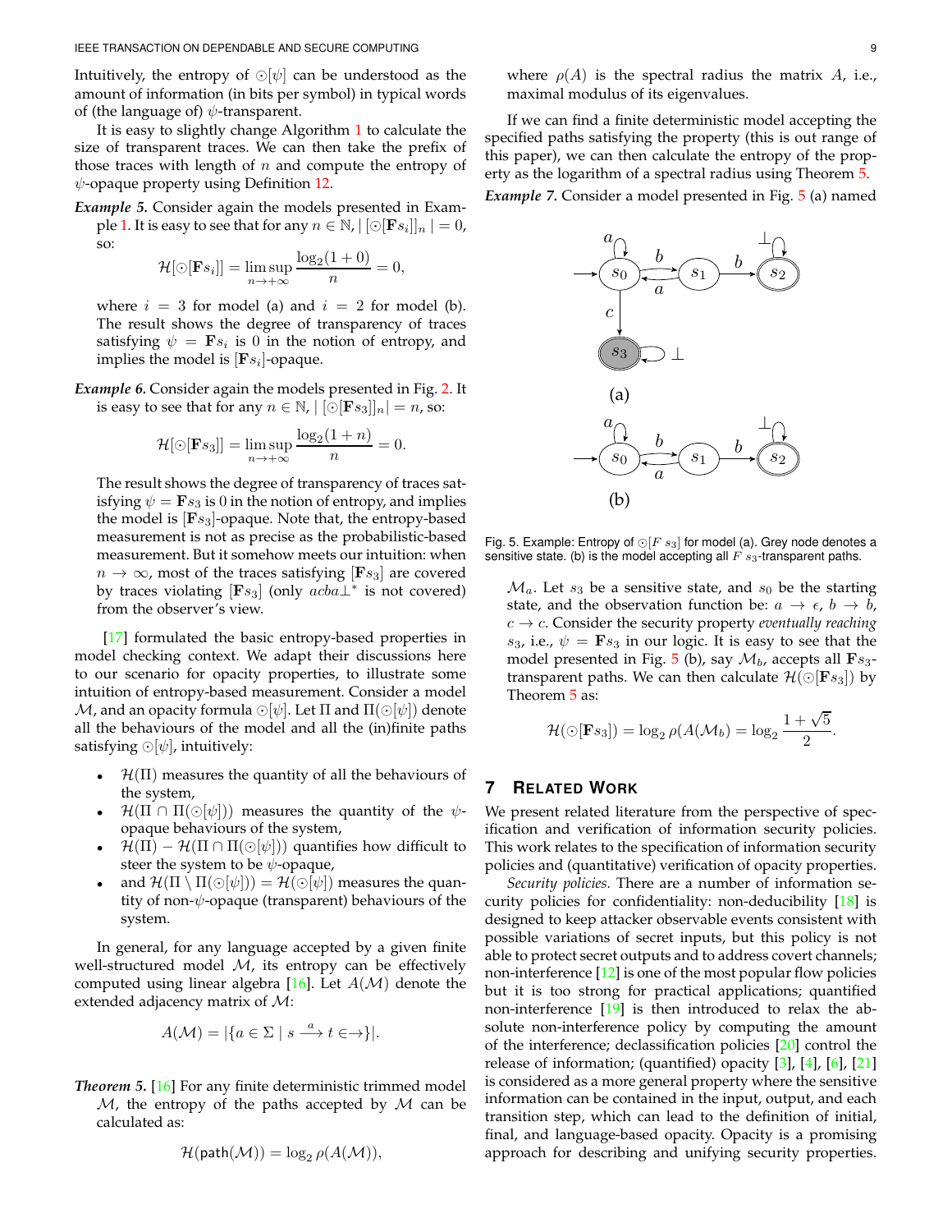Intuitively, the entropy of $\odot[\psi]$ can be understood as the amount of information (in bits per symbol) in typical words of (the language of) $\psi$-transparent.

It is easy to slightly change Algorithm 1 to calculate the size of transparent traces. We can then take the prefix of those traces with length of $n$ and compute the entropy of $\psi$-opaque property using Definition 12.

***Example 5.*** Consider again the models presented in Example 1. It is easy to see that for any $n \in \mathbb{N}$, $|\,[\odot[\mathbf{F}s_i]]_n\,| = 0$, so:

$$\mathcal{H}[\odot[\mathbf{F}s_i]] = \limsup_{n\to+\infty} \frac{\log_2(1+0)}{n} = 0,$$

where $i = 3$ for model (a) and $i = 2$ for model (b). The result shows the degree of transparency of traces satisfying $\psi = \mathbf{F}s_i$ is 0 in the notion of entropy, and implies the model is $[\mathbf{F}s_i]$-opaque.

***Example 6.*** Consider again the models presented in Fig. 2. It is easy to see that for any $n \in \mathbb{N}$, $|\,[\odot[\mathbf{F}s_3]]_n\,| = n$, so:

$$\mathcal{H}[\odot[\mathbf{F}s_3]] = \limsup_{n\to+\infty} \frac{\log_2(1+n)}{n} = 0.$$

The result shows the degree of transparency of traces satisfying $\psi = \mathbf{F}s_3$ is 0 in the notion of entropy, and implies the model is $[\mathbf{F}s_3]$-opaque. Note that, the entropy-based measurement is not as precise as the probabilistic-based measurement. But it somehow meets our intuition: when $n \to \infty$, most of the traces satisfying $[\mathbf{F}s_3]$ are covered by traces violating $[\mathbf{F}s_3]$ (only $acba\bot^*$ is not covered) from the observer's view.

[17] formulated the basic entropy-based properties in model checking context. We adapt their discussions here to our scenario for opacity properties, to illustrate some intuition of entropy-based measurement. Consider a model $\mathcal{M}$, and an opacity formula $\odot[\psi]$. Let $\Pi$ and $\Pi(\odot[\psi])$ denote all the behaviours of the model and all the (in)finite paths satisfying $\odot[\psi]$, intuitively:

- $\mathcal{H}(\Pi)$ measures the quantity of all the behaviours of the system,
- $\mathcal{H}(\Pi \cap \Pi(\odot[\psi]))$ measures the quantity of the $\psi$-opaque behaviours of the system,
- $\mathcal{H}(\Pi) - \mathcal{H}(\Pi \cap \Pi(\odot[\psi]))$ quantifies how difficult to steer the system to be $\psi$-opaque,
- and $\mathcal{H}(\Pi \setminus \Pi(\odot[\psi])) = \mathcal{H}(\odot[\psi])$ measures the quantity of non-$\psi$-opaque (transparent) behaviours of the system.

In general, for any language accepted by a given finite well-structured model $\mathcal{M}$, its entropy can be effectively computed using linear algebra [16]. Let $A(\mathcal{M})$ denote the extended adjacency matrix of $\mathcal{M}$:

$$A(\mathcal{M}) = |\{a \in \Sigma \mid s \xrightarrow{a} t \in \to\}|.$$

***Theorem 5.*** [16] For any finite deterministic trimmed model $\mathcal{M}$, the entropy of the paths accepted by $\mathcal{M}$ can be calculated as:

$$\mathcal{H}(\mathsf{path}(\mathcal{M})) = \log_2 \rho(A(\mathcal{M})),$$

where $\rho(A)$ is the spectral radius the matrix $A$, i.e., maximal modulus of its eigenvalues.

If we can find a finite deterministic model accepting the specified paths satisfying the property (this is out range of this paper), we can then calculate the entropy of the property as the logarithm of a spectral radius using Theorem 5.

***Example 7.*** Consider a model presented in Fig. 5 (a) named $\mathcal{M}_a$. Let $s_3$ be a sensitive state, and $s_0$ be the starting state, and the observation function be: $a \to \epsilon$, $b \to b$, $c \to c$. Consider the security property *eventually reaching* $s_3$, i.e., $\psi = \mathbf{F}s_3$ in our logic. It is easy to see that the model presented in Fig. 5 (b), say $\mathcal{M}_b$, accepts all $\mathbf{F}s_3$-transparent paths. We can then calculate $\mathcal{H}(\odot[\mathbf{F}s_3])$ by Theorem 5 as:

$$\mathcal{H}(\odot[\mathbf{F}s_3]) = \log_2 \rho(A(\mathcal{M}_b)) = \log_2 \frac{1+\sqrt{5}}{2}.$$

Fig. 5. Example: Entropy of $\odot[F\ s_3]$ for model (a). Grey node denotes a sensitive state. (b) is the model accepting all $F\ s_3$-transparent paths.

## 7 Related Work

We present related literature from the perspective of specification and verification of information security policies. This work relates to the specification of information security policies and (quantitative) verification of opacity properties.

*Security policies.* There are a number of information security policies for confidentiality: non-deducibility [18] is designed to keep attacker observable events consistent with possible variations of secret inputs, but this policy is not able to protect secret outputs and to address covert channels; non-interference [12] is one of the most popular flow policies but it is too strong for practical applications; quantified non-interference [19] is then introduced to relax the absolute non-interference policy by computing the amount of the interference; declassification policies [20] control the release of information; (quantified) opacity [3], [4], [6], [21] is considered as a more general property where the sensitive information can be contained in the input, output, and each transition step, which can lead to the definition of initial, final, and language-based opacity. Opacity is a promising approach for describing and unifying security properties.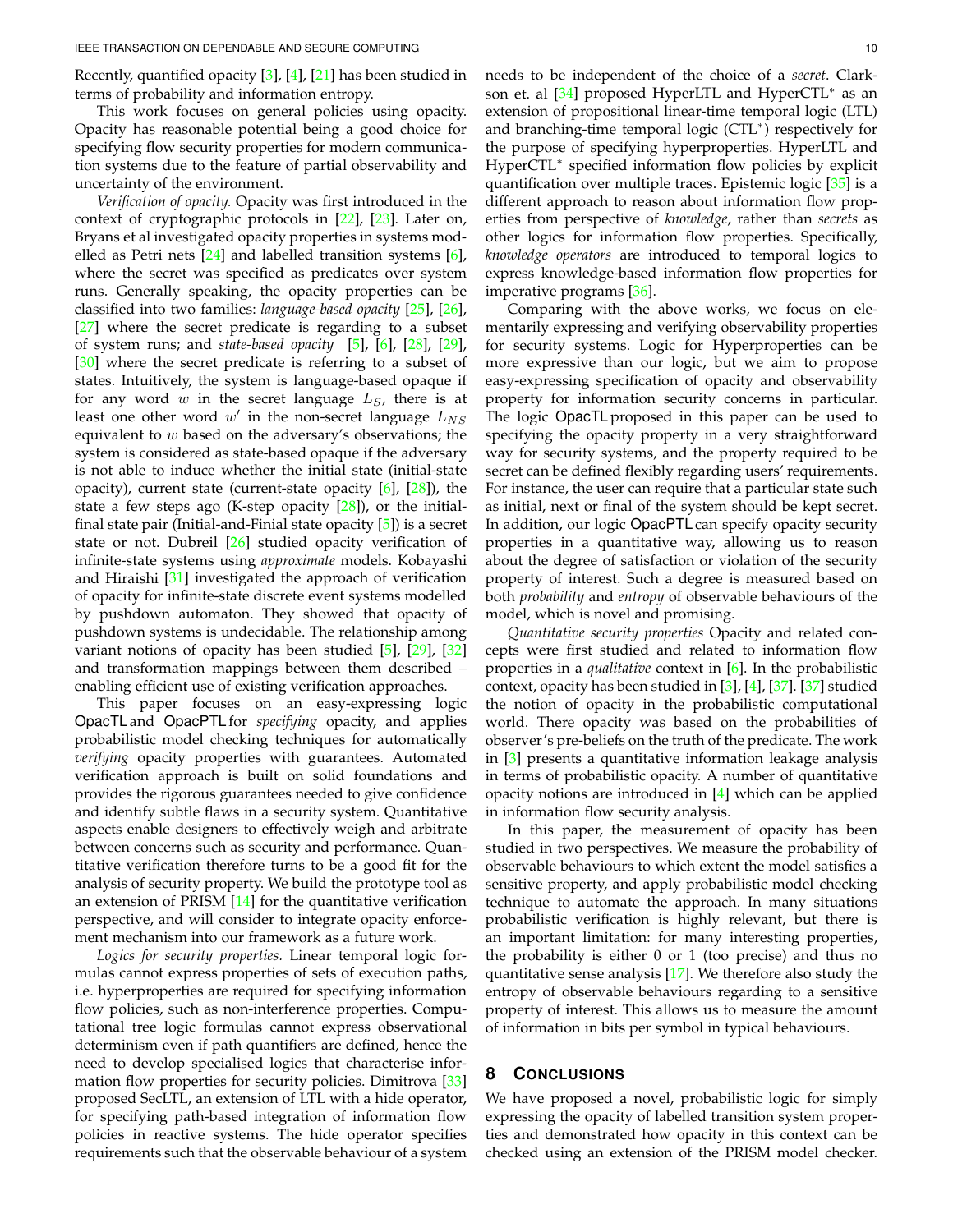Recently, quantified opacity [3], [4], [21] has been studied in terms of probability and information entropy.

This work focuses on general policies using opacity. Opacity has reasonable potential being a good choice for specifying flow security properties for modern communication systems due to the feature of partial observability and uncertainty of the environment.

*Verification of opacity.* Opacity was first introduced in the context of cryptographic protocols in [22], [23]. Later on, Bryans et al investigated opacity properties in systems modelled as Petri nets [24] and labelled transition systems [6], where the secret was specified as predicates over system runs. Generally speaking, the opacity properties can be classified into two families: *language-based opacity* [25], [26], [27] where the secret predicate is regarding to a subset of system runs; and *state-based opacity* [5], [6], [28], [29], [30] where the secret predicate is referring to a subset of states. Intuitively, the system is language-based opaque if for any word $w$ in the secret language $L_S$, there is at least one other word $w'$ in the non-secret language $L_{NS}$ equivalent to $w$ based on the adversary's observations; the system is considered as state-based opaque if the adversary is not able to induce whether the initial state (initial-state opacity), current state (current-state opacity [6], [28]), the state a few steps ago (K-step opacity [28]), or the initial-final state pair (Initial-and-Finial state opacity [5]) is a secret state or not. Dubreil [26] studied opacity verification of infinite-state systems using *approximate* models. Kobayashi and Hiraishi [31] investigated the approach of verification of opacity for infinite-state discrete event systems modelled by pushdown automaton. They showed that opacity of pushdown systems is undecidable. The relationship among variant notions of opacity has been studied [5], [29], [32] and transformation mappings between them described – enabling efficient use of existing verification approaches.

This paper focuses on an easy-expressing logic OpacTL and OpacPTL for *specifying* opacity, and applies probabilistic model checking techniques for automatically *verifying* opacity properties with guarantees. Automated verification approach is built on solid foundations and provides the rigorous guarantees needed to give confidence and identify subtle flaws in a security system. Quantitative aspects enable designers to effectively weigh and arbitrate between concerns such as security and performance. Quantitative verification therefore turns to be a good fit for the analysis of security property. We build the prototype tool as an extension of PRISM [14] for the quantitative verification perspective, and will consider to integrate opacity enforcement mechanism into our framework as a future work.

*Logics for security properties.* Linear temporal logic formulas cannot express properties of sets of execution paths, i.e. hyperproperties are required for specifying information flow policies, such as non-interference properties. Computational tree logic formulas cannot express observational determinism even if path quantifiers are defined, hence the need to develop specialised logics that characterise information flow properties for security policies. Dimitrova [33] proposed SecLTL, an extension of LTL with a hide operator, for specifying path-based integration of information flow policies in reactive systems. The hide operator specifies requirements such that the observable behaviour of a system needs to be independent of the choice of a *secret*. Clarkson et. al [34] proposed HyperLTL and HyperCTL$^*$ as an extension of propositional linear-time temporal logic (LTL) and branching-time temporal logic (CTL$^*$) respectively for the purpose of specifying hyperproperties. HyperLTL and HyperCTL$^*$ specified information flow policies by explicit quantification over multiple traces. Epistemic logic [35] is a different approach to reason about information flow properties from perspective of *knowledge*, rather than *secrets* as other logics for information flow properties. Specifically, *knowledge operators* are introduced to temporal logics to express knowledge-based information flow properties for imperative programs [36].

Comparing with the above works, we focus on elementarily expressing and verifying observability properties for security systems. Logic for Hyperproperties can be more expressive than our logic, but we aim to propose easy-expressing specification of opacity and observability property for information security concerns in particular. The logic OpacTL proposed in this paper can be used to specifying the opacity property in a very straightforward way for security systems, and the property required to be secret can be defined flexibly regarding users' requirements. For instance, the user can require that a particular state such as initial, next or final of the system should be kept secret. In addition, our logic OpacPTL can specify opacity security properties in a quantitative way, allowing us to reason about the degree of satisfaction or violation of the security property of interest. Such a degree is measured based on both *probability* and *entropy* of observable behaviours of the model, which is novel and promising.

*Quantitative security properties* Opacity and related concepts were first studied and related to information flow properties in a *qualitative* context in [6]. In the probabilistic context, opacity has been studied in [3], [4], [37]. [37] studied the notion of opacity in the probabilistic computational world. There opacity was based on the probabilities of observer's pre-beliefs on the truth of the predicate. The work in [3] presents a quantitative information leakage analysis in terms of probabilistic opacity. A number of quantitative opacity notions are introduced in [4] which can be applied in information flow security analysis.

In this paper, the measurement of opacity has been studied in two perspectives. We measure the probability of observable behaviours to which extent the model satisfies a sensitive property, and apply probabilistic model checking technique to automate the approach. In many situations probabilistic verification is highly relevant, but there is an important limitation: for many interesting properties, the probability is either 0 or 1 (too precise) and thus no quantitative sense analysis [17]. We therefore also study the entropy of observable behaviours regarding to a sensitive property of interest. This allows us to measure the amount of information in bits per symbol in typical behaviours.

## 8 Conclusions

We have proposed a novel, probabilistic logic for simply expressing the opacity of labelled transition system properties and demonstrated how opacity in this context can be checked using an extension of the PRISM model checker.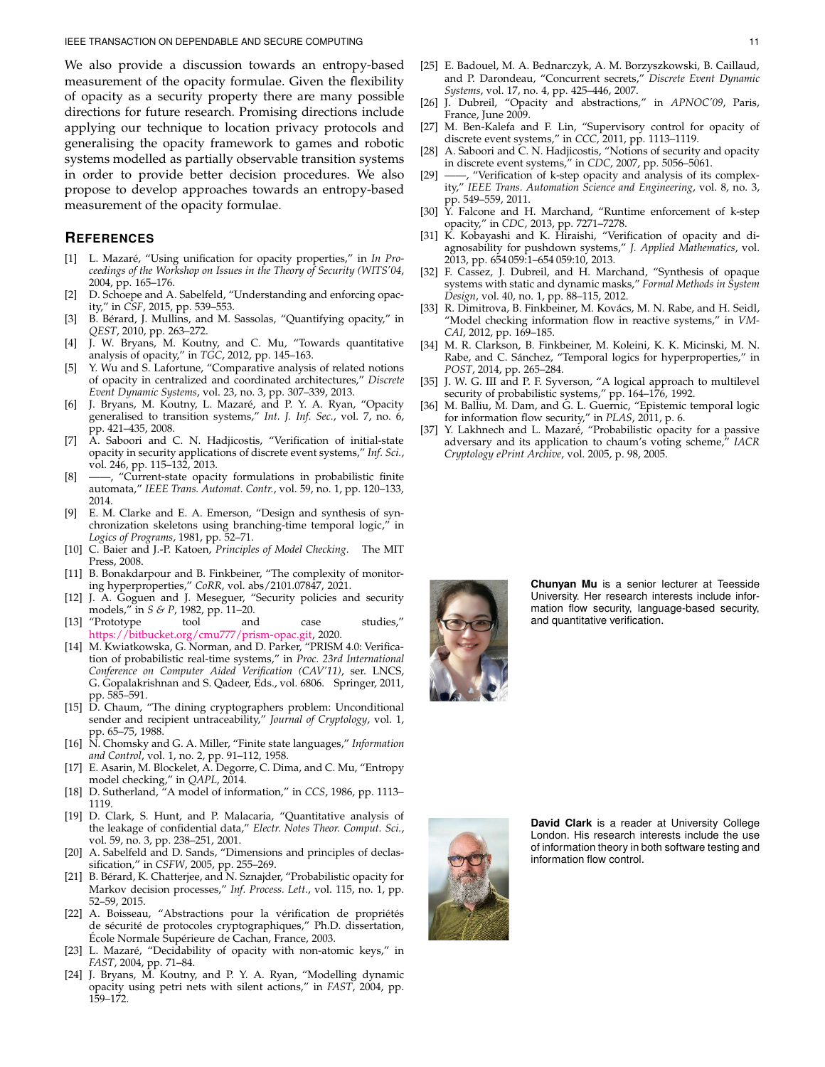We also provide a discussion towards an entropy-based measurement of the opacity formulae. Given the flexibility of opacity as a security property there are many possible directions for future research. Promising directions include applying our technique to location privacy protocols and generalising the opacity framework to games and robotic systems modelled as partially observable transition systems in order to provide better decision procedures. We also propose to develop approaches towards an entropy-based measurement of the opacity formulae.

## References

[1] L. Mazaré, "Using unification for opacity properties," in *In Proceedings of the Workshop on Issues in the Theory of Security (WITS'04*, 2004, pp. 165–176.

[2] D. Schoepe and A. Sabelfeld, "Understanding and enforcing opacity," in *CSF*, 2015, pp. 539–553.

[3] B. Bérard, J. Mullins, and M. Sassolas, "Quantifying opacity," in *QEST*, 2010, pp. 263–272.

[4] J. W. Bryans, M. Koutny, and C. Mu, "Towards quantitative analysis of opacity," in *TGC*, 2012, pp. 145–163.

[5] Y. Wu and S. Lafortune, "Comparative analysis of related notions of opacity in centralized and coordinated architectures," *Discrete Event Dynamic Systems*, vol. 23, no. 3, pp. 307–339, 2013.

[6] J. Bryans, M. Koutny, L. Mazaré, and P. Y. A. Ryan, "Opacity generalised to transition systems," *Int. J. Inf. Sec.*, vol. 7, no. 6, pp. 421–435, 2008.

[7] A. Saboori and C. N. Hadjicostis, "Verification of initial-state opacity in security applications of discrete event systems," *Inf. Sci.*, vol. 246, pp. 115–132, 2013.

[8] ——, "Current-state opacity formulations in probabilistic finite automata," *IEEE Trans. Automat. Contr.*, vol. 59, no. 1, pp. 120–133, 2014.

[9] E. M. Clarke and E. A. Emerson, "Design and synthesis of synchronization skeletons using branching-time temporal logic," in *Logics of Programs*, 1981, pp. 52–71.

[10] C. Baier and J.-P. Katoen, *Principles of Model Checking*. The MIT Press, 2008.

[11] B. Bonakdarpour and B. Finkbeiner, "The complexity of monitoring hyperproperties," *CoRR*, vol. abs/2101.07847, 2021.

[12] J. A. Goguen and J. Meseguer, "Security policies and security models," in *S & P*, 1982, pp. 11–20.

[13] "Prototype tool and case studies," https://bitbucket.org/cmu777/prism-opac.git, 2020.

[14] M. Kwiatkowska, G. Norman, and D. Parker, "PRISM 4.0: Verification of probabilistic real-time systems," in *Proc. 23rd International Conference on Computer Aided Verification (CAV'11)*, ser. LNCS, G. Gopalakrishnan and S. Qadeer, Eds., vol. 6806. Springer, 2011, pp. 585–591.

[15] D. Chaum, "The dining cryptographers problem: Unconditional sender and recipient untraceability," *Journal of Cryptology*, vol. 1, pp. 65–75, 1988.

[16] N. Chomsky and G. A. Miller, "Finite state languages," *Information and Control*, vol. 1, no. 2, pp. 91–112, 1958.

[17] E. Asarin, M. Blockelet, A. Degorre, C. Dima, and C. Mu, "Entropy model checking," in *QAPL*, 2014.

[18] D. Sutherland, "A model of information," in *CCS*, 1986, pp. 1113–1119.

[19] D. Clark, S. Hunt, and P. Malacaria, "Quantitative analysis of the leakage of confidential data," *Electr. Notes Theor. Comput. Sci.*, vol. 59, no. 3, pp. 238–251, 2001.

[20] A. Sabelfeld and D. Sands, "Dimensions and principles of declassification," in *CSFW*, 2005, pp. 255–269.

[21] B. Bérard, K. Chatterjee, and N. Sznajder, "Probabilistic opacity for Markov decision processes," *Inf. Process. Lett.*, vol. 115, no. 1, pp. 52–59, 2015.

[22] A. Boisseau, "Abstractions pour la vérification de propriétés de sécurité de protocoles cryptographiques," Ph.D. dissertation, École Normale Supérieure de Cachan, France, 2003.

[23] L. Mazaré, "Decidability of opacity with non-atomic keys," in *FAST*, 2004, pp. 71–84.

[24] J. Bryans, M. Koutny, and P. Y. A. Ryan, "Modelling dynamic opacity using petri nets with silent actions," in *FAST*, 2004, pp. 159–172.

[25] E. Badouel, M. A. Bednarczyk, A. M. Borzyszkowski, B. Caillaud, and P. Darondeau, "Concurrent secrets," *Discrete Event Dynamic Systems*, vol. 17, no. 4, pp. 425–446, 2007.

[26] J. Dubreil, "Opacity and abstractions," in *APNOC'09*, Paris, France, June 2009.

[27] M. Ben-Kalefa and F. Lin, "Supervisory control for opacity of discrete event systems," in *CCC*, 2011, pp. 1113–1119.

[28] A. Saboori and C. N. Hadjicostis, "Notions of security and opacity in discrete event systems," in *CDC*, 2007, pp. 5056–5061.

[29] ——, "Verification of k-step opacity and analysis of its complexity," *IEEE Trans. Automation Science and Engineering*, vol. 8, no. 3, pp. 549–559, 2011.

[30] Y. Falcone and H. Marchand, "Runtime enforcement of k-step opacity," in *CDC*, 2013, pp. 7271–7278.

[31] K. Kobayashi and K. Hiraishi, "Verification of opacity and diagnosability for pushdown systems," *J. Applied Mathematics*, vol. 2013, pp. 654 059:1–654 059:10, 2013.

[32] F. Cassez, J. Dubreil, and H. Marchand, "Synthesis of opaque systems with static and dynamic masks," *Formal Methods in System Design*, vol. 40, no. 1, pp. 88–115, 2012.

[33] R. Dimitrova, B. Finkbeiner, M. Kovács, M. N. Rabe, and H. Seidl, "Model checking information flow in reactive systems," in *VMCAI*, 2012, pp. 169–185.

[34] M. R. Clarkson, B. Finkbeiner, M. Koleini, K. K. Micinski, M. N. Rabe, and C. Sánchez, "Temporal logics for hyperproperties," in *POST*, 2014, pp. 265–284.

[35] J. W. G. III and P. F. Syverson, "A logical approach to multilevel security of probabilistic systems," pp. 164–176, 1992.

[36] M. Balliu, M. Dam, and G. L. Guernic, "Epistemic temporal logic for information flow security," in *PLAS*, 2011, p. 6.

[37] Y. Lakhnech and L. Mazaré, "Probabilistic opacity for a passive adversary and its application to chaum's voting scheme," *IACR Cryptology ePrint Archive*, vol. 2005, p. 98, 2005.

**Chunyan Mu** is a senior lecturer at Teesside University. Her research interests include information flow security, language-based security, and quantitative verification.

**David Clark** is a reader at University College London. His research interests include the use of information theory in both software testing and information flow control.